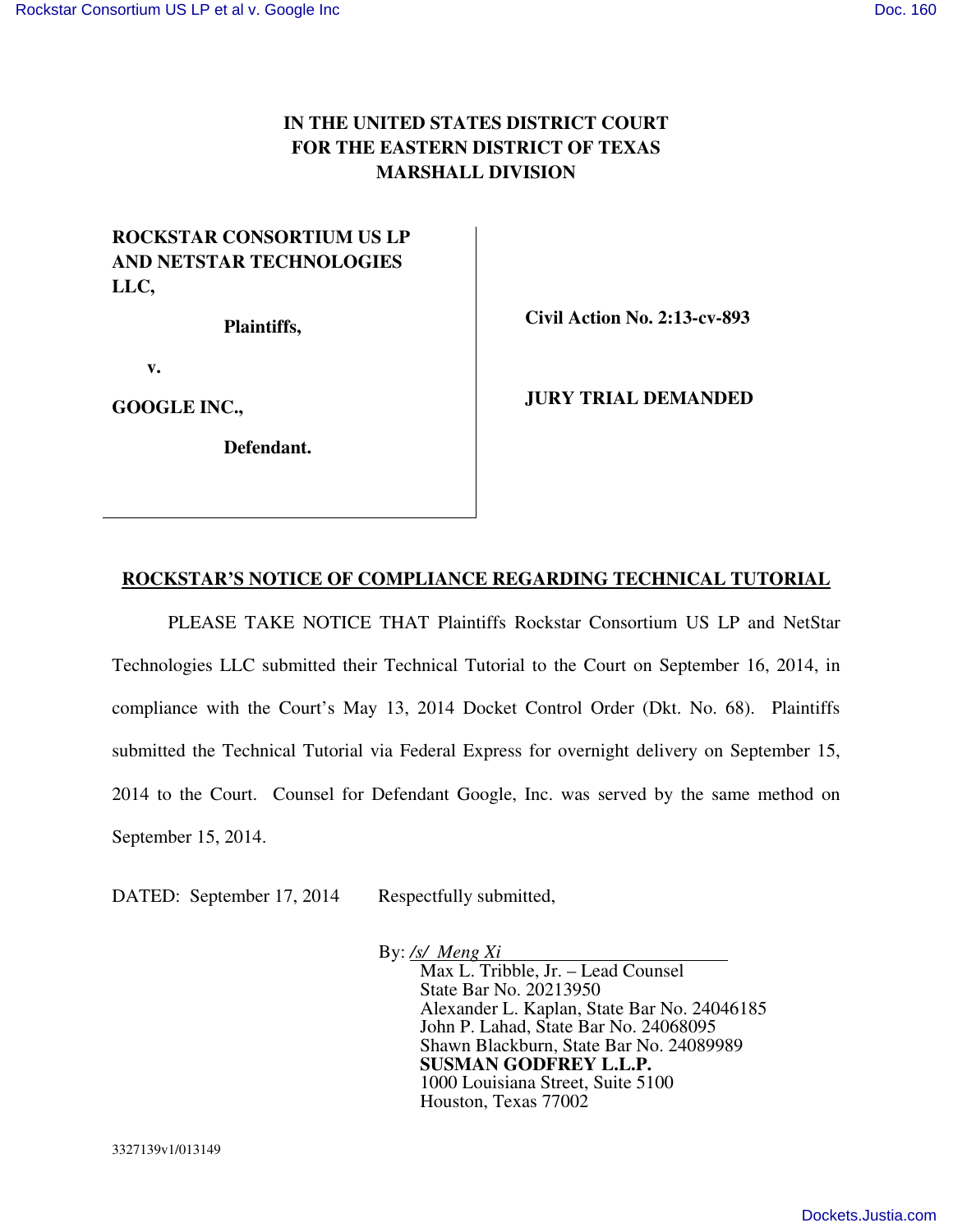**IN THE UNITED STATES DISTRICT COURT**
**FOR THE EASTERN DISTRICT OF TEXAS**
**MARSHALL DIVISION**

**ROCKSTAR CONSORTIUM US LP AND NETSTAR TECHNOLOGIES LLC,**

**Plaintiffs,**

**v.**

**GOOGLE INC.,**

**Defendant.**

**Civil Action No. 2:13-cv-893**

**JURY TRIAL DEMANDED**

## ROCKSTAR'S NOTICE OF COMPLIANCE REGARDING TECHNICAL TUTORIAL

PLEASE TAKE NOTICE THAT Plaintiffs Rockstar Consortium US LP and NetStar Technologies LLC submitted their Technical Tutorial to the Court on September 16, 2014, in compliance with the Court's May 13, 2014 Docket Control Order (Dkt. No. 68). Plaintiffs submitted the Technical Tutorial via Federal Express for overnight delivery on September 15, 2014 to the Court. Counsel for Defendant Google, Inc. was served by the same method on September 15, 2014.

DATED: September 17, 2014

Respectfully submitted,

By: */s/ Meng Xi*
Max L. Tribble, Jr. – Lead Counsel
State Bar No. 20213950
Alexander L. Kaplan, State Bar No. 24046185
John P. Lahad, State Bar No. 24068095
Shawn Blackburn, State Bar No. 24089989
**SUSMAN GODFREY L.L.P.**
1000 Louisiana Street, Suite 5100
Houston, Texas 77002

3327139v1/013149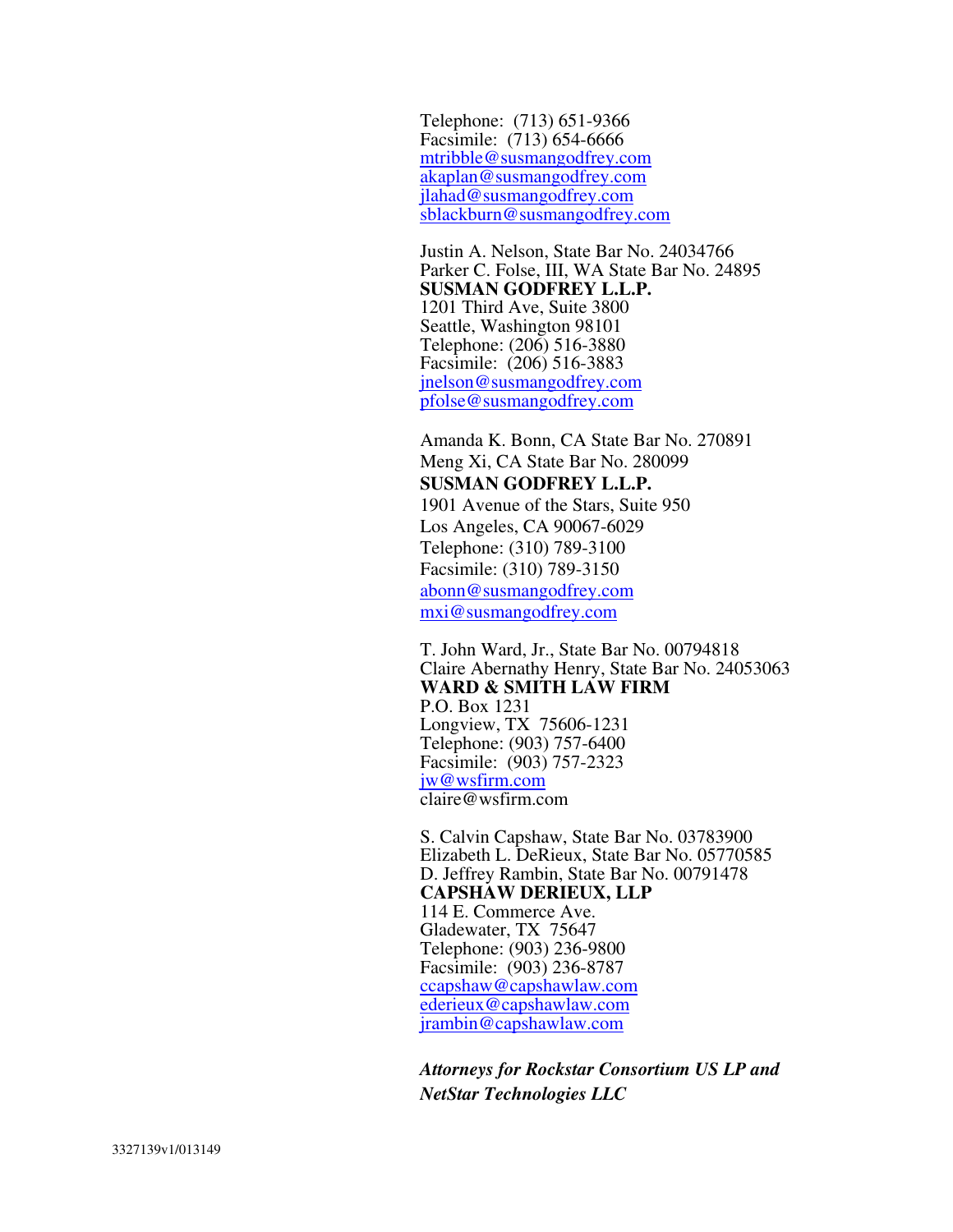Telephone: (713) 651-9366
Facsimile: (713) 654-6666
mtribble@susmangodfrey.com
akaplan@susmangodfrey.com
jlahad@susmangodfrey.com
sblackburn@susmangodfrey.com

Justin A. Nelson, State Bar No. 24034766
Parker C. Folse, III, WA State Bar No. 24895
**SUSMAN GODFREY L.L.P.**
1201 Third Ave, Suite 3800
Seattle, Washington 98101
Telephone: (206) 516-3880
Facsimile: (206) 516-3883
jnelson@susmangodfrey.com
pfolse@susmangodfrey.com

Amanda K. Bonn, CA State Bar No. 270891
Meng Xi, CA State Bar No. 280099
**SUSMAN GODFREY L.L.P.**
1901 Avenue of the Stars, Suite 950
Los Angeles, CA 90067-6029
Telephone: (310) 789-3100
Facsimile: (310) 789-3150
abonn@susmangodfrey.com
mxi@susmangodfrey.com

T. John Ward, Jr., State Bar No. 00794818
Claire Abernathy Henry, State Bar No. 24053063
**WARD & SMITH LAW FIRM**
P.O. Box 1231
Longview, TX 75606-1231
Telephone: (903) 757-6400
Facsimile: (903) 757-2323
jw@wsfirm.com
claire@wsfirm.com

S. Calvin Capshaw, State Bar No. 03783900
Elizabeth L. DeRieux, State Bar No. 05770585
D. Jeffrey Rambin, State Bar No. 00791478
**CAPSHAW DERIEUX, LLP**
114 E. Commerce Ave.
Gladewater, TX 75647
Telephone: (903) 236-9800
Facsimile: (903) 236-8787
ccapshaw@capshawlaw.com
ederieux@capshawlaw.com
jrambin@capshawlaw.com

***Attorneys for Rockstar Consortium US LP and NetStar Technologies LLC***

3327139v1/013149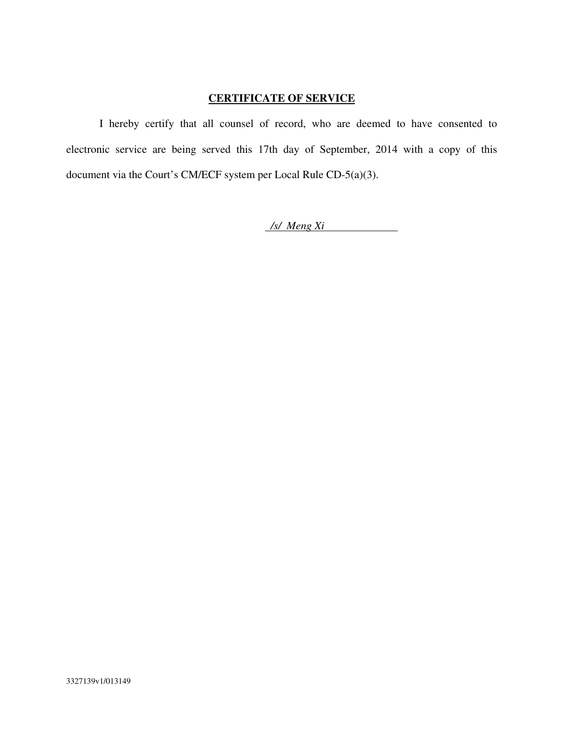## CERTIFICATE OF SERVICE

I hereby certify that all counsel of record, who are deemed to have consented to electronic service are being served this 17th day of September, 2014 with a copy of this document via the Court's CM/ECF system per Local Rule CD-5(a)(3).

*/s/ Meng Xi*

3327139v1/013149